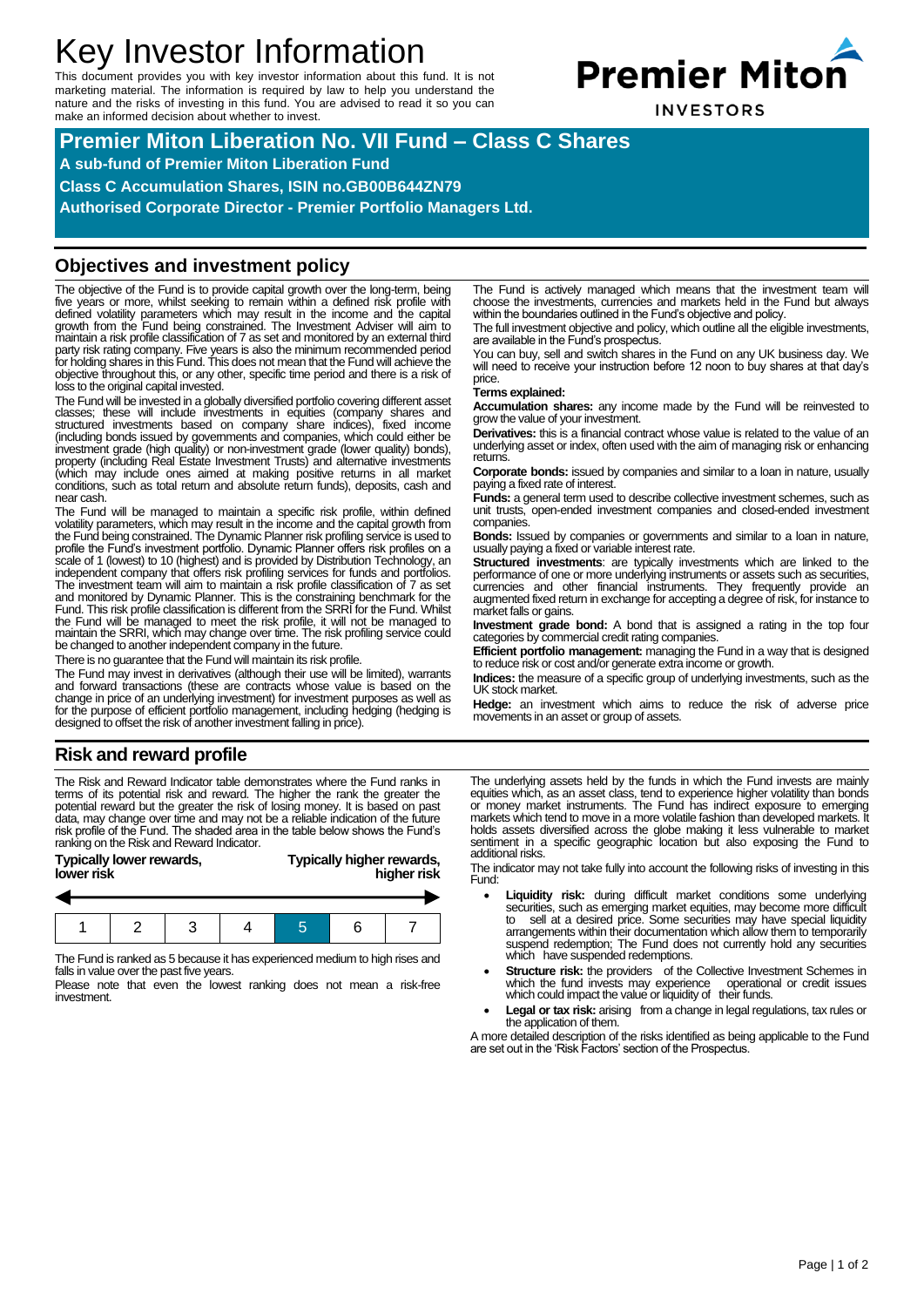# Key Investor Information

This document provides you with key investor information about this fund. It is not marketing material. The information is required by law to help you understand the nature and the risks of investing in this fund. You are advised to read it so you can make an informed decision about whether to invest.

**Premier Miton INVESTORS**

## Premier Miton Liberation No. VII Fund – Class C Shares

**A sub-fund of Premier Miton Liberation Fund**

**Class C Accumulation Shares, ISIN no.GB00B644ZN79**

**Authorised Corporate Director - Premier Portfolio Managers Ltd.**

## Objectives and investment policy

The objective of the Fund is to provide capital growth over the long-term, being five years or more, whilst seeking to remain within a defined risk profile with defined volatility parameters which may result in the income and the capital growth from the Fund being constrained. The Investment Adviser will aim to maintain a risk profile classification of 7 as set and monitored by an external third party risk rating company. Five years is also the minimum recommended period for holding shares in this Fund. This does not mean that the Fund will achieve the objective throughout this, or any other, specific time period and there is a risk of loss to the original capital invested.

The Fund will be invested in a globally diversified portfolio covering different asset classes; these will include investments in equities (company shares and structured investments based on company share indices), fixed income (including bonds issued by governments and companies, which could either be investment grade (high quality) or non-investment grade (lower quality) bonds), property (including Real Estate Investment Trusts) and alternative investments (which may include ones aimed at making positive returns in all market conditions, such as total return and absolute return funds), deposits, cash and near cash.

The Fund will be managed to maintain a specific risk profile, within defined volatility parameters, which may result in the income and the capital growth from the Fund being constrained. The Dynamic Planner risk profiling service is used to profile the Fund's investment portfolio. Dynamic Planner offers risk profiles on a scale of 1 (lowest) to 10 (highest) and is provided by Distribution Technology, an independent company that offers risk profiling services for funds and portfolios. The investment team will aim to maintain a risk profile classification of 7 as set and monitored by Dynamic Planner. This is the constraining benchmark for the Fund. This risk profile classification is different from the SRRI for the Fund. Whilst the Fund will be managed to meet the risk profile, it will not be managed to maintain the SRRI, which may change over time. The risk profiling service could be changed to another independent company in the future.

There is no guarantee that the Fund will maintain its risk profile.

The Fund may invest in derivatives (although their use will be limited), warrants and forward transactions (these are contracts whose value is based on the change in price of an underlying investment) for investment purposes as well as for the purpose of efficient portfolio management, including hedging (hedging is designed to offset the risk of another investment falling in price).

The Fund is actively managed which means that the investment team will choose the investments, currencies and markets held in the Fund but always within the boundaries outlined in the Fund's objective and policy.

The full investment objective and policy, which outline all the eligible investments, are available in the Fund's prospectus.

You can buy, sell and switch shares in the Fund on any UK business day. We will need to receive your instruction before 12 noon to buy shares at that day's price.

**Terms explained:**

**Accumulation shares:** any income made by the Fund will be reinvested to grow the value of your investment.

**Derivatives:** this is a financial contract whose value is related to the value of an underlying asset or index, often used with the aim of managing risk or enhancing returns.

**Corporate bonds:** issued by companies and similar to a loan in nature, usually paying a fixed rate of interest.

**Funds:** a general term used to describe collective investment schemes, such as unit trusts, open-ended investment companies and closed-ended investment companies.

**Bonds:** Issued by companies or governments and similar to a loan in nature, usually paying a fixed or variable interest rate.

**Structured investments**: are typically investments which are linked to the performance of one or more underlying instruments or assets such as securities, currencies and other financial instruments. They frequently provide an augmented fixed return in exchange for accepting a degree of risk, for instance to market falls or gains.

**Investment grade bond:** A bond that is assigned a rating in the top four categories by commercial credit rating companies.

**Efficient portfolio management:** managing the Fund in a way that is designed to reduce risk or cost and/or generate extra income or growth.

**Indices:** the measure of a specific group of underlying investments, such as the UK stock market.

**Hedge:** an investment which aims to reduce the risk of adverse price movements in an asset or group of assets.

## Risk and reward profile

The Risk and Reward Indicator table demonstrates where the Fund ranks in terms of its potential risk and reward. The higher the rank the greater the potential reward but the greater the risk of losing money. It is based on past data, may change over time and may not be a reliable indication of the future risk profile of the Fund. The shaded area in the table below shows the Fund's ranking on the Risk and Reward Indicator.

**Typically lower rewards, lower risk** — **Typically higher rewards, higher risk**

| 1 | 2 | 3 | 4 | **5** | 6 | 7 |
|---|---|---|---|---|---|---|

The Fund is ranked as 5 because it has experienced medium to high rises and falls in value over the past five years.

Please note that even the lowest ranking does not mean a risk-free investment.

The underlying assets held by the funds in which the Fund invests are mainly equities which, as an asset class, tend to experience higher volatility than bonds or money market instruments. The Fund has indirect exposure to emerging markets which tend to move in a more volatile fashion than developed markets. It holds assets diversified across the globe making it less vulnerable to market sentiment in a specific geographic location but also exposing the Fund to additional risks.

The indicator may not take fully into account the following risks of investing in this Fund:

- **Liquidity risk:** during difficult market conditions some underlying securities, such as emerging market equities, may become more difficult to sell at a desired price. Some securities may have special liquidity arrangements within their documentation which allow them to temporarily suspend redemption; The Fund does not currently hold any securities which have suspended redemptions.
- **Structure risk:** the providers of the Collective Investment Schemes in which the fund invests may experience operational or credit issues which could impact the value or liquidity of their funds.
- **Legal or tax risk:** arising from a change in legal regulations, tax rules or the application of them.

A more detailed description of the risks identified as being applicable to the Fund are set out in the 'Risk Factors' section of the Prospectus.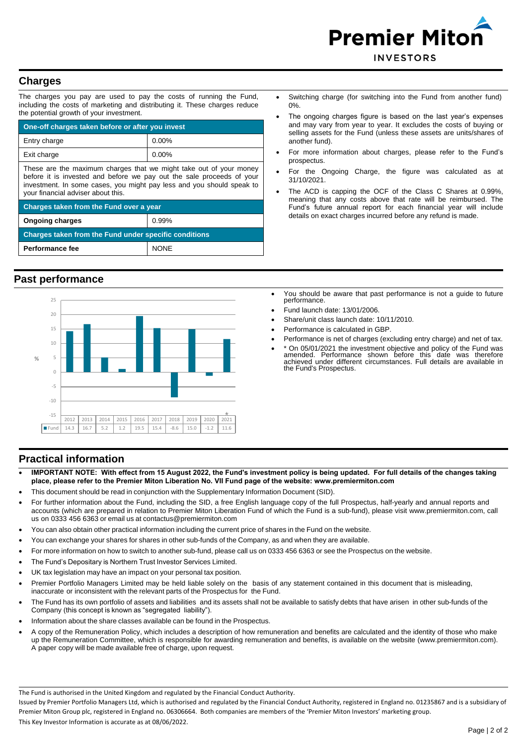## Charges

The charges you pay are used to pay the costs of running the Fund, including the costs of marketing and distributing it. These charges reduce the potential growth of your investment.

| One-off charges taken before or after you invest | |
|---|---|
| Entry charge | 0.00% |
| Exit charge | 0.00% |
| These are the maximum charges that we might take out of your money before it is invested and before we pay out the sale proceeds of your investment. In some cases, you might pay less and you should speak to your financial adviser about this. | |
| **Charges taken from the Fund over a year** | |
| **Ongoing charges** | 0.99% |
| **Charges taken from the Fund under specific conditions** | |
| **Performance fee** | NONE |

- Switching charge (for switching into the Fund from another fund) 0%.
- The ongoing charges figure is based on the last year's expenses and may vary from year to year. It excludes the costs of buying or selling assets for the Fund (unless these assets are units/shares of another fund).
- For more information about charges, please refer to the Fund's prospectus.
- For the Ongoing Charge, the figure was calculated as at 31/10/2021.
- The ACD is capping the OCF of the Class C Shares at 0.99%, meaning that any costs above that rate will be reimbursed. The Fund's future annual report for each financial year will include details on exact charges incurred before any refund is made.

## Past performance

%
25
20
15
10
5
0
-5
-10
-15

2012 2013 2014 2015 2016 2017 2018 2019 2020 2021*
Fund 14.3 16.7 5.2 1.2 19.5 15.4 -8.6 15.0 -1.2 11.6

- You should be aware that past performance is not a guide to future performance.
- Fund launch date: 13/01/2006.
- Share/unit class launch date: 10/11/2010.
- Performance is calculated in GBP.
- Performance is net of charges (excluding entry charge) and net of tax.
- * On 05/01/2021 the investment objective and policy of the Fund was amended. Performance shown before this date was therefore achieved under different circumstances. Full details are available in the Fund's Prospectus.

## Practical information

- **IMPORTANT NOTE: With effect from 15 August 2022, the Fund's investment policy is being updated. For full details of the changes taking place, please refer to the Premier Miton Liberation No. VII Fund page of the website: www.premiermiton.com**
- This document should be read in conjunction with the Supplementary Information Document (SID).
- For further information about the Fund, including the SID, a free English language copy of the full Prospectus, half-yearly and annual reports and accounts (which are prepared in relation to Premier Miton Liberation Fund of which the Fund is a sub-fund), please visit www.premiermiton.com, call us on 0333 456 6363 or email us at contactus@premiermiton.com
- You can also obtain other practical information including the current price of shares in the Fund on the website.
- You can exchange your shares for shares in other sub-funds of the Company, as and when they are available.
- For more information on how to switch to another sub-fund, please call us on 0333 456 6363 or see the Prospectus on the website.
- The Fund's Depositary is Northern Trust Investor Services Limited.
- UK tax legislation may have an impact on your personal tax position.
- Premier Portfolio Managers Limited may be held liable solely on the basis of any statement contained in this document that is misleading, inaccurate or inconsistent with the relevant parts of the Prospectus for the Fund.
- The Fund has its own portfolio of assets and liabilities and its assets shall not be available to satisfy debts that have arisen in other sub-funds of the Company (this concept is known as "segregated liability").
- Information about the share classes available can be found in the Prospectus.
- A copy of the Remuneration Policy, which includes a description of how remuneration and benefits are calculated and the identity of those who make up the Remuneration Committee, which is responsible for awarding remuneration and benefits, is available on the website (www.premiermiton.com). A paper copy will be made available free of charge, upon request.

The Fund is authorised in the United Kingdom and regulated by the Financial Conduct Authority.

Issued by Premier Portfolio Managers Ltd, which is authorised and regulated by the Financial Conduct Authority, registered in England no. 01235867 and is a subsidiary of Premier Miton Group plc, registered in England no. 06306664. Both companies are members of the 'Premier Miton Investors' marketing group.

This Key Investor Information is accurate as at 08/06/2022.